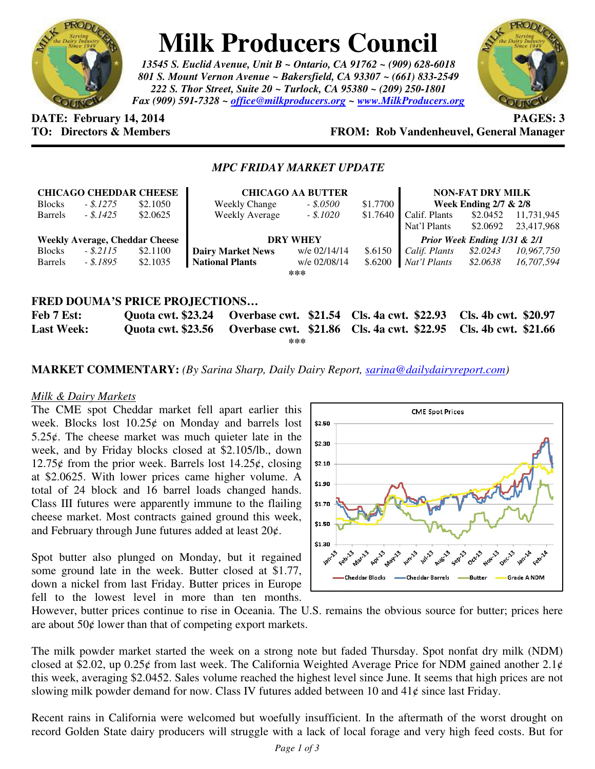# Milk Producers Council

*13545 S. Euclid Avenue, Unit B ~ Ontario, CA 91762 ~ (909) 628-6018*
*801 S. Mount Vernon Avenue ~ Bakersfield, CA 93307 ~ (661) 833-2549*
*222 S. Thor Street, Suite 20 ~ Turlock, CA 95380 ~ (209) 250-1801*
*Fax (909) 591-7328 ~ office@milkproducers.org ~ www.MilkProducers.org*

**DATE: February 14, 2014** **PAGES: 3**
**TO: Directors & Members** **FROM: Rob Vandenheuvel, General Manager**

## *MPC FRIDAY MARKET UPDATE*

| **CHICAGO CHEDDAR CHEESE** | | |
|---|---|---|
| Blocks | *- $.1275* | $2.1050 |
| Barrels | *- $.1425* | $2.0625 |
| **Weekly Average, Cheddar Cheese** | | |
| Blocks | *- $.2115* | $2.1100 |
| Barrels | *- $.1895* | $2.1035 |

| **CHICAGO AA BUTTER** | | |
|---|---|---|
| Weekly Change | *- $.0500* | $1.7700 |
| Weekly Average | *- $.1020* | $1.7640 |
| **DRY WHEY** | | |
| **Dairy Market News** | w/e 02/14/14 | $.6150 |
| **National Plants** | w/e 02/08/14 | $.6200 |

| **NON-FAT DRY MILK** | | |
|---|---|---|
| **Week Ending 2/7 & 2/8** | | |
| Calif. Plants | $2.0452 | 11,731,945 |
| Nat'l Plants | $2.0692 | 23,417,968 |
| ***Prior Week Ending 1/31 & 2/1*** | | |
| *Calif. Plants* | *$2.0243* | *10,967,750* |
| *Nat'l Plants* | *$2.0638* | *16,707,594* |

\*\*\*

## FRED DOUMA'S PRICE PROJECTIONS…

| | | | | |
|---|---|---|---|---|
| **Feb 7 Est:** | **Quota cwt. $23.24** | **Overbase cwt. $21.54** | **Cls. 4a cwt. $22.93** | **Cls. 4b cwt. $20.97** |
| **Last Week:** | **Quota cwt. $23.56** | **Overbase cwt. $21.86** | **Cls. 4a cwt. $22.95** | **Cls. 4b cwt. $21.66** |

\*\*\*

**MARKET COMMENTARY:** *(By Sarina Sharp, Daily Dairy Report, sarina@dailydairyreport.com)*

*Milk & Dairy Markets*

The CME spot Cheddar market fell apart earlier this week. Blocks lost 10.25¢ on Monday and barrels lost 5.25¢. The cheese market was much quieter late in the week, and by Friday blocks closed at $2.105/lb., down 12.75¢ from the prior week. Barrels lost 14.25¢, closing at $2.0625. With lower prices came higher volume. A total of 24 block and 16 barrel loads changed hands. Class III futures were apparently immune to the flailing cheese market. Most contracts gained ground this week, and February through June futures added at least 20¢.

Spot butter also plunged on Monday, but it regained some ground late in the week. Butter closed at $1.77, down a nickel from last Friday. Butter prices in Europe fell to the lowest level in more than ten months. However, butter prices continue to rise in Oceania. The U.S. remains the obvious source for butter; prices here are about 50¢ lower than that of competing export markets.

The milk powder market started the week on a strong note but faded Thursday. Spot nonfat dry milk (NDM) closed at $2.02, up 0.25¢ from last week. The California Weighted Average Price for NDM gained another 2.1¢ this week, averaging $2.0452. Sales volume reached the highest level since June. It seems that high prices are not slowing milk powder demand for now. Class IV futures added between 10 and 41¢ since last Friday.

Recent rains in California were welcomed but woefully insufficient. In the aftermath of the worst drought on record Golden State dairy producers will struggle with a lack of local forage and very high feed costs. But for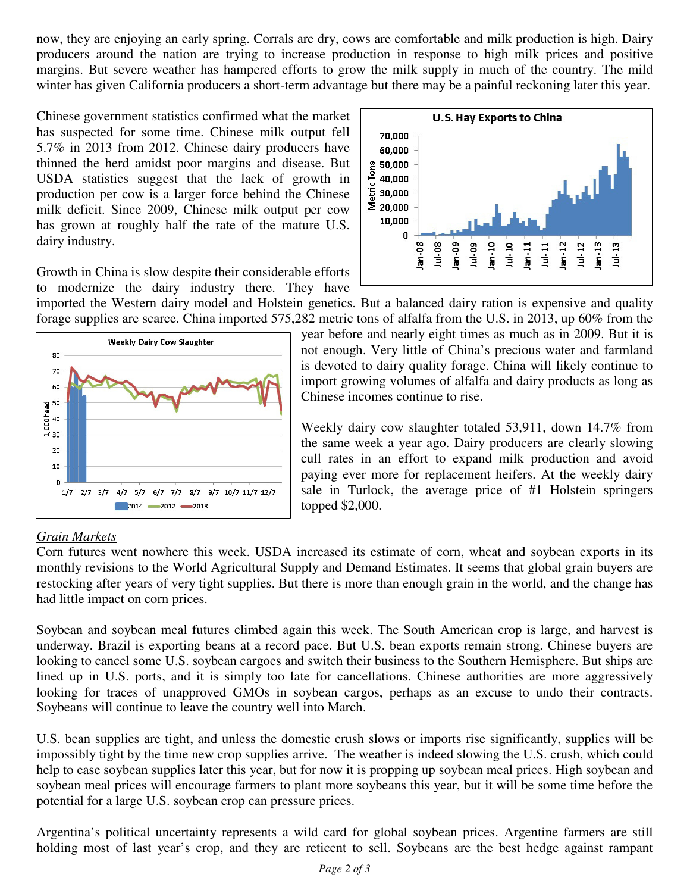now, they are enjoying an early spring. Corrals are dry, cows are comfortable and milk production is high. Dairy producers around the nation are trying to increase production in response to high milk prices and positive margins. But severe weather has hampered efforts to grow the milk supply in much of the country. The mild winter has given California producers a short-term advantage but there may be a painful reckoning later this year.

Chinese government statistics confirmed what the market has suspected for some time. Chinese milk output fell 5.7% in 2013 from 2012. Chinese dairy producers have thinned the herd amidst poor margins and disease. But USDA statistics suggest that the lack of growth in production per cow is a larger force behind the Chinese milk deficit. Since 2009, Chinese milk output per cow has grown at roughly half the rate of the mature U.S. dairy industry.

Growth in China is slow despite their considerable efforts to modernize the dairy industry there. They have imported the Western dairy model and Holstein genetics. But a balanced dairy ration is expensive and quality forage supplies are scarce. China imported 575,282 metric tons of alfalfa from the U.S. in 2013, up 60% from the year before and nearly eight times as much as in 2009. But it is not enough. Very little of China's precious water and farmland is devoted to dairy quality forage. China will likely continue to import growing volumes of alfalfa and dairy products as long as Chinese incomes continue to rise.

Weekly dairy cow slaughter totaled 53,911, down 14.7% from the same week a year ago. Dairy producers are clearly slowing cull rates in an effort to expand milk production and avoid paying ever more for replacement heifers. At the weekly dairy sale in Turlock, the average price of #1 Holstein springers topped $2,000.

## *Grain Markets*

Corn futures went nowhere this week. USDA increased its estimate of corn, wheat and soybean exports in its monthly revisions to the World Agricultural Supply and Demand Estimates. It seems that global grain buyers are restocking after years of very tight supplies. But there is more than enough grain in the world, and the change has had little impact on corn prices.

Soybean and soybean meal futures climbed again this week. The South American crop is large, and harvest is underway. Brazil is exporting beans at a record pace. But U.S. bean exports remain strong. Chinese buyers are looking to cancel some U.S. soybean cargoes and switch their business to the Southern Hemisphere. But ships are lined up in U.S. ports, and it is simply too late for cancellations. Chinese authorities are more aggressively looking for traces of unapproved GMOs in soybean cargos, perhaps as an excuse to undo their contracts. Soybeans will continue to leave the country well into March.

U.S. bean supplies are tight, and unless the domestic crush slows or imports rise significantly, supplies will be impossibly tight by the time new crop supplies arrive. The weather is indeed slowing the U.S. crush, which could help to ease soybean supplies later this year, but for now it is propping up soybean meal prices. High soybean and soybean meal prices will encourage farmers to plant more soybeans this year, but it will be some time before the potential for a large U.S. soybean crop can pressure prices.

Argentina's political uncertainty represents a wild card for global soybean prices. Argentine farmers are still holding most of last year's crop, and they are reticent to sell. Soybeans are the best hedge against rampant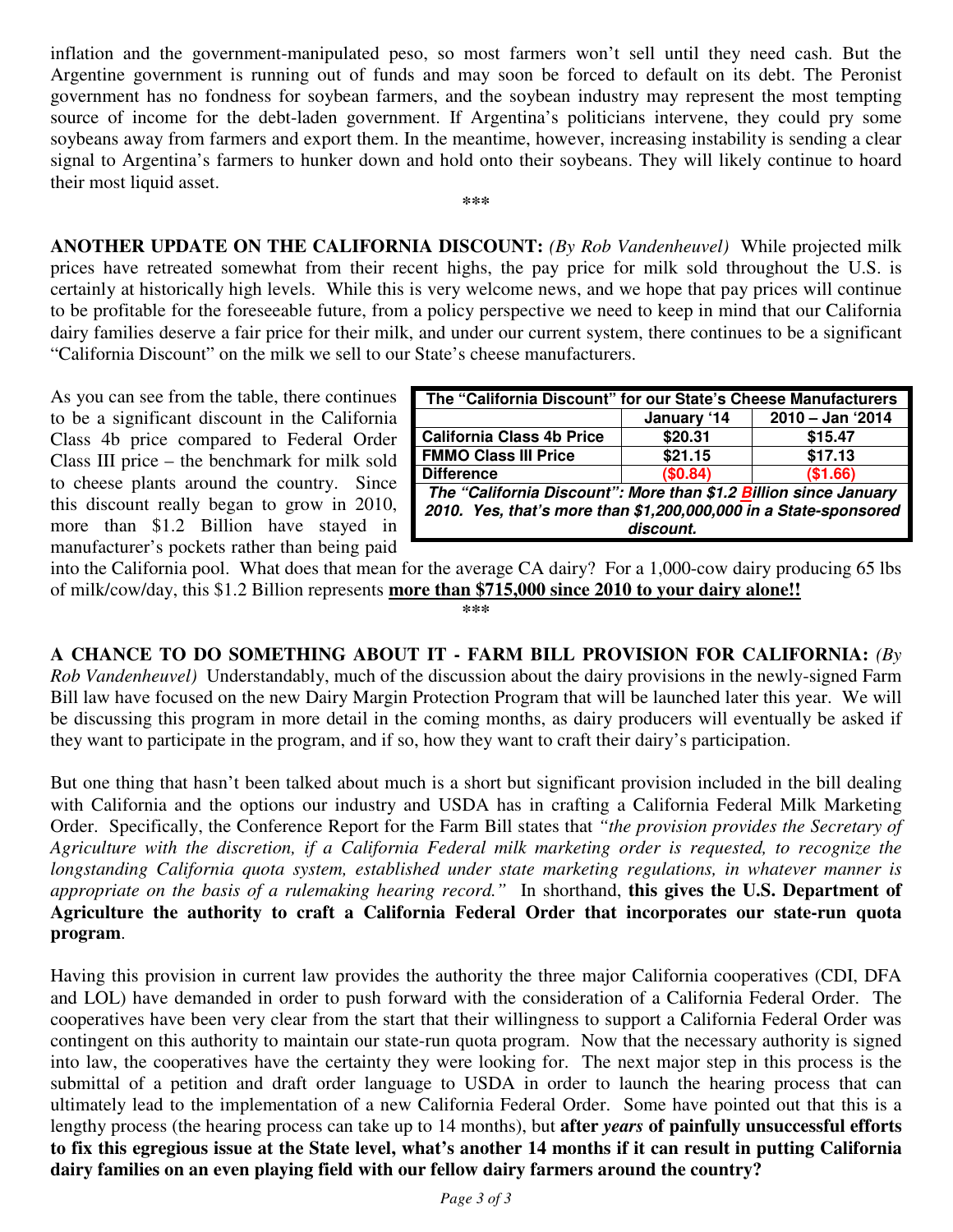inflation and the government-manipulated peso, so most farmers won't sell until they need cash. But the Argentine government is running out of funds and may soon be forced to default on its debt. The Peronist government has no fondness for soybean farmers, and the soybean industry may represent the most tempting source of income for the debt-laden government. If Argentina's politicians intervene, they could pry some soybeans away from farmers and export them. In the meantime, however, increasing instability is sending a clear signal to Argentina's farmers to hunker down and hold onto their soybeans. They will likely continue to hoard their most liquid asset.

***

**ANOTHER UPDATE ON THE CALIFORNIA DISCOUNT:** *(By Rob Vandenheuvel)* While projected milk prices have retreated somewhat from their recent highs, the pay price for milk sold throughout the U.S. is certainly at historically high levels. While this is very welcome news, and we hope that pay prices will continue to be profitable for the foreseeable future, from a policy perspective we need to keep in mind that our California dairy families deserve a fair price for their milk, and under our current system, there continues to be a significant "California Discount" on the milk we sell to our State's cheese manufacturers.

As you can see from the table, there continues to be a significant discount in the California Class 4b price compared to Federal Order Class III price – the benchmark for milk sold to cheese plants around the country. Since this discount really began to grow in 2010, more than $1.2 Billion have stayed in manufacturer's pockets rather than being paid into the California pool. What does that mean for the average CA dairy? For a 1,000-cow dairy producing 65 lbs of milk/cow/day, this $1.2 Billion represents **more than $715,000 since 2010 to your dairy alone!!**

| The "California Discount" for our State's Cheese Manufacturers | | |
|---|---|---|
| | **January '14** | **2010 – Jan '2014** |
| **California Class 4b Price** | **$20.31** | **$15.47** |
| **FMMO Class III Price** | **$21.15** | **$17.13** |
| **Difference** | **($0.84)** | **($1.66)** |
| ***The "California Discount": More than $1.2 Billion since January 2010. Yes, that's more than $1,200,000,000 in a State-sponsored discount.*** | | |

***

**A CHANCE TO DO SOMETHING ABOUT IT - FARM BILL PROVISION FOR CALIFORNIA:** *(By Rob Vandenheuvel)* Understandably, much of the discussion about the dairy provisions in the newly-signed Farm Bill law have focused on the new Dairy Margin Protection Program that will be launched later this year. We will be discussing this program in more detail in the coming months, as dairy producers will eventually be asked if they want to participate in the program, and if so, how they want to craft their dairy's participation.

But one thing that hasn't been talked about much is a short but significant provision included in the bill dealing with California and the options our industry and USDA has in crafting a California Federal Milk Marketing Order. Specifically, the Conference Report for the Farm Bill states that *"the provision provides the Secretary of Agriculture with the discretion, if a California Federal milk marketing order is requested, to recognize the longstanding California quota system, established under state marketing regulations, in whatever manner is appropriate on the basis of a rulemaking hearing record."* In shorthand, **this gives the U.S. Department of Agriculture the authority to craft a California Federal Order that incorporates our state-run quota program**.

Having this provision in current law provides the authority the three major California cooperatives (CDI, DFA and LOL) have demanded in order to push forward with the consideration of a California Federal Order. The cooperatives have been very clear from the start that their willingness to support a California Federal Order was contingent on this authority to maintain our state-run quota program. Now that the necessary authority is signed into law, the cooperatives have the certainty they were looking for. The next major step in this process is the submittal of a petition and draft order language to USDA in order to launch the hearing process that can ultimately lead to the implementation of a new California Federal Order. Some have pointed out that this is a lengthy process (the hearing process can take up to 14 months), but **after *years* of painfully unsuccessful efforts to fix this egregious issue at the State level, what's another 14 months if it can result in putting California dairy families on an even playing field with our fellow dairy farmers around the country?**